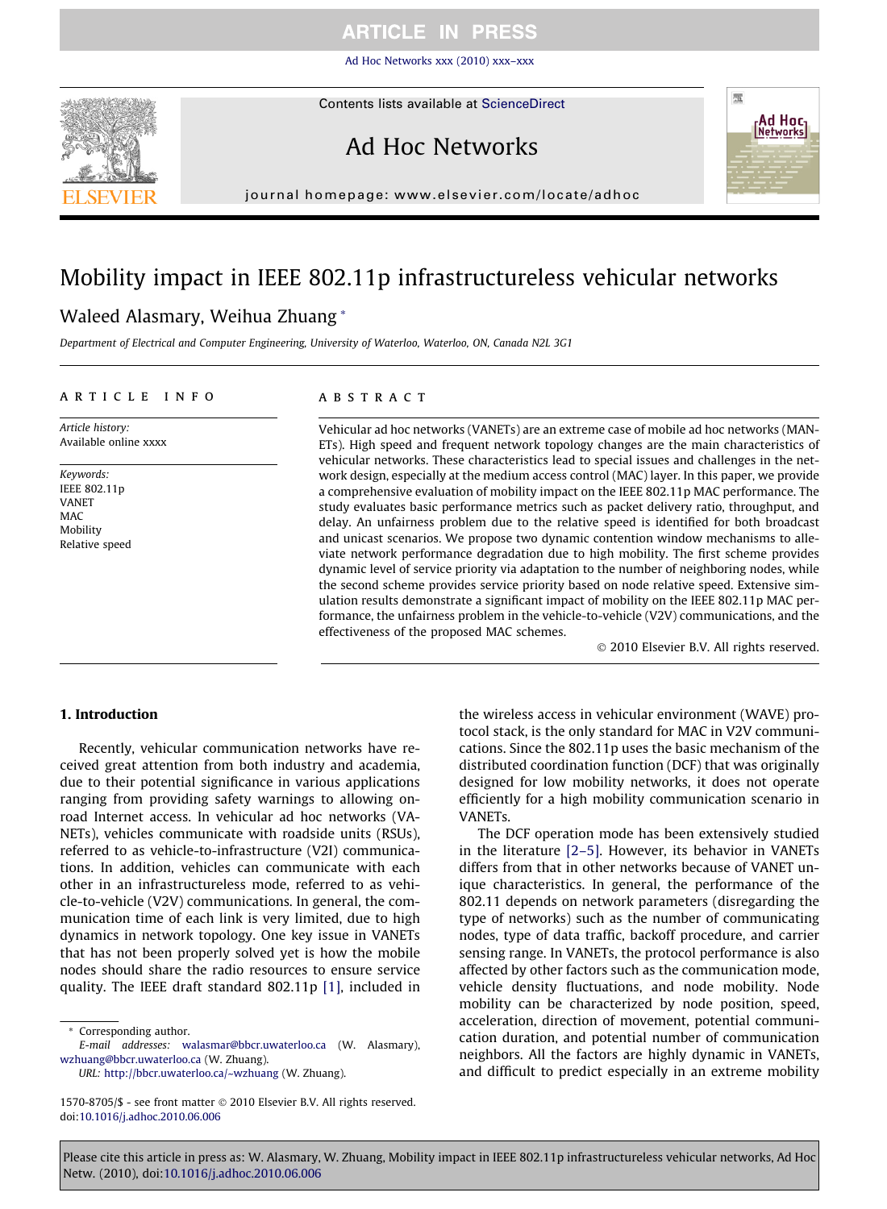# Mobility impact in IEEE 802.11p infrastructureless vehicular networks

Waleed Alasmary, Weihua Zhuang *

*Department of Electrical and Computer Engineering, University of Waterloo, Waterloo, ON, Canada N2L 3G1*

## ARTICLE INFO

*Article history:*
Available online xxxx

*Keywords:*
IEEE 802.11p
VANET
MAC
Mobility
Relative speed

## ABSTRACT

Vehicular ad hoc networks (VANETs) are an extreme case of mobile ad hoc networks (MANETs). High speed and frequent network topology changes are the main characteristics of vehicular networks. These characteristics lead to special issues and challenges in the network design, especially at the medium access control (MAC) layer. In this paper, we provide a comprehensive evaluation of mobility impact on the IEEE 802.11p MAC performance. The study evaluates basic performance metrics such as packet delivery ratio, throughput, and delay. An unfairness problem due to the relative speed is identified for both broadcast and unicast scenarios. We propose two dynamic contention window mechanisms to alleviate network performance degradation due to high mobility. The first scheme provides dynamic level of service priority via adaptation to the number of neighboring nodes, while the second scheme provides service priority based on node relative speed. Extensive simulation results demonstrate a significant impact of mobility on the IEEE 802.11p MAC performance, the unfairness problem in the vehicle-to-vehicle (V2V) communications, and the effectiveness of the proposed MAC schemes.

© 2010 Elsevier B.V. All rights reserved.

## 1. Introduction

Recently, vehicular communication networks have received great attention from both industry and academia, due to their potential significance in various applications ranging from providing safety warnings to allowing on-road Internet access. In vehicular ad hoc networks (VANETs), vehicles communicate with roadside units (RSUs), referred to as vehicle-to-infrastructure (V2I) communications. In addition, vehicles can communicate with each other in an infrastructureless mode, referred to as vehicle-to-vehicle (V2V) communications. In general, the communication time of each link is very limited, due to high dynamics in network topology. One key issue in VANETs that has not been properly solved yet is how the mobile nodes should share the radio resources to ensure service quality. The IEEE draft standard 802.11p [1], included in the wireless access in vehicular environment (WAVE) protocol stack, is the only standard for MAC in V2V communications. Since the 802.11p uses the basic mechanism of the distributed coordination function (DCF) that was originally designed for low mobility networks, it does not operate efficiently for a high mobility communication scenario in VANETs.

The DCF operation mode has been extensively studied in the literature [2–5]. However, its behavior in VANETs differs from that in other networks because of VANET unique characteristics. In general, the performance of the 802.11 depends on network parameters (disregarding the type of networks) such as the number of communicating nodes, type of data traffic, backoff procedure, and carrier sensing range. In VANETs, the protocol performance is also affected by other factors such as the communication mode, vehicle density fluctuations, and node mobility. Node mobility can be characterized by node position, speed, acceleration, direction of movement, potential communication duration, and potential number of communication neighbors. All the factors are highly dynamic in VANETs, and difficult to predict especially in an extreme mobility

---

* Corresponding author.
*E-mail addresses:* walasmar@bbcr.uwaterloo.ca (W. Alasmary), wzhuang@bbcr.uwaterloo.ca (W. Zhuang).
*URL:* http://bbcr.uwaterloo.ca/~wzhuang (W. Zhuang).

1570-8705/$ - see front matter © 2010 Elsevier B.V. All rights reserved.
doi:10.1016/j.adhoc.2010.06.006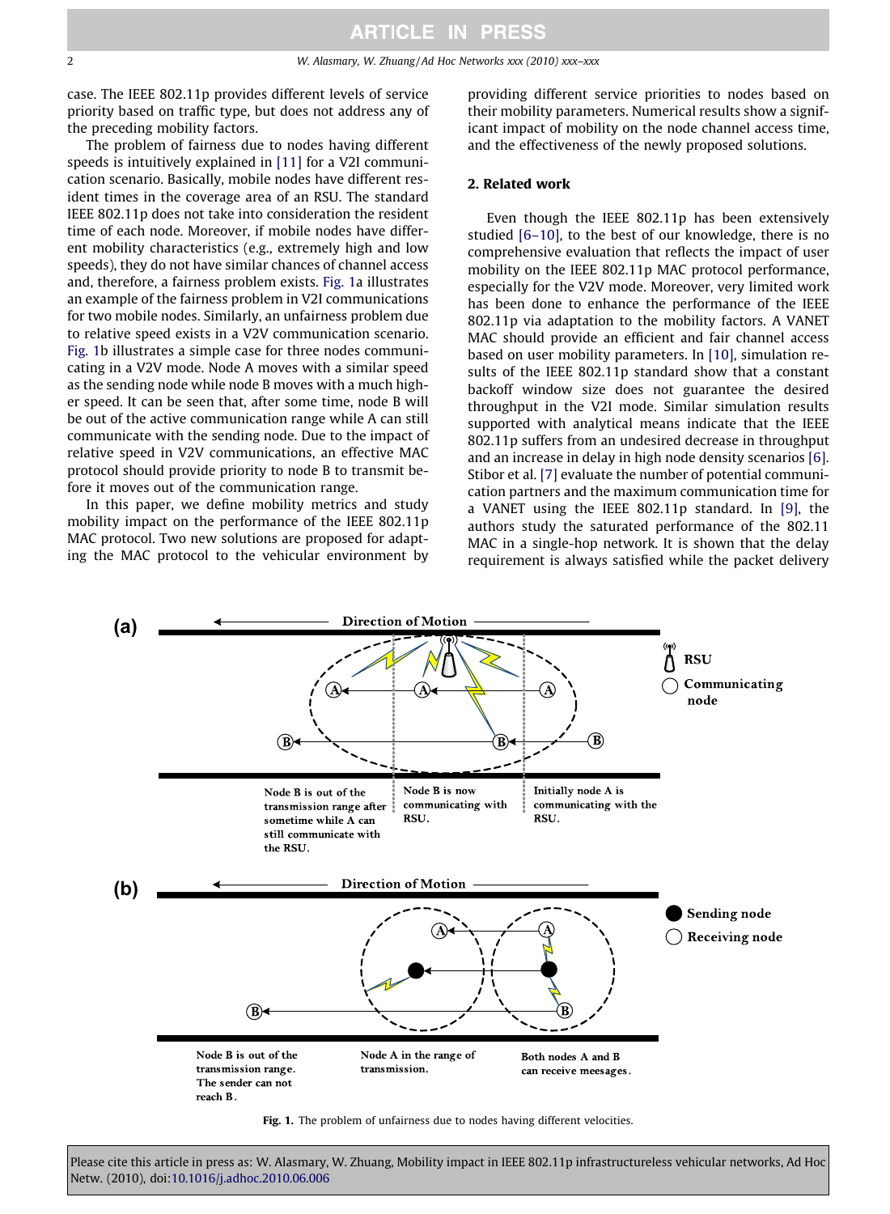case. The IEEE 802.11p provides different levels of service priority based on traffic type, but does not address any of the preceding mobility factors.

The problem of fairness due to nodes having different speeds is intuitively explained in [11] for a V2I communication scenario. Basically, mobile nodes have different resident times in the coverage area of an RSU. The standard IEEE 802.11p does not take into consideration the resident time of each node. Moreover, if mobile nodes have different mobility characteristics (e.g., extremely high and low speeds), they do not have similar chances of channel access and, therefore, a fairness problem exists. Fig. 1a illustrates an example of the fairness problem in V2I communications for two mobile nodes. Similarly, an unfairness problem due to relative speed exists in a V2V communication scenario. Fig. 1b illustrates a simple case for three nodes communicating in a V2V mode. Node A moves with a similar speed as the sending node while node B moves with a much higher speed. It can be seen that, after some time, node B will be out of the active communication range while A can still communicate with the sending node. Due to the impact of relative speed in V2V communications, an effective MAC protocol should provide priority to node B to transmit before it moves out of the communication range.

In this paper, we define mobility metrics and study mobility impact on the performance of the IEEE 802.11p MAC protocol. Two new solutions are proposed for adapting the MAC protocol to the vehicular environment by providing different service priorities to nodes based on their mobility parameters. Numerical results show a significant impact of mobility on the node channel access time, and the effectiveness of the newly proposed solutions.

## 2. Related work

Even though the IEEE 802.11p has been extensively studied [6–10], to the best of our knowledge, there is no comprehensive evaluation that reflects the impact of user mobility on the IEEE 802.11p MAC protocol performance, especially for the V2V mode. Moreover, very limited work has been done to enhance the performance of the IEEE 802.11p via adaptation to the mobility factors. A VANET MAC should provide an efficient and fair channel access based on user mobility parameters. In [10], simulation results of the IEEE 802.11p standard show that a constant backoff window size does not guarantee the desired throughput in the V2I mode. Similar simulation results supported with analytical means indicate that the IEEE 802.11p suffers from an undesired decrease in throughput and an increase in delay in high node density scenarios [6]. Stibor et al. [7] evaluate the number of potential communication partners and the maximum communication time for a VANET using the IEEE 802.11p standard. In [9], the authors study the saturated performance of the 802.11 MAC in a single-hop network. It is shown that the delay requirement is always satisfied while the packet delivery

**Fig. 1.** The problem of unfairness due to nodes having different velocities.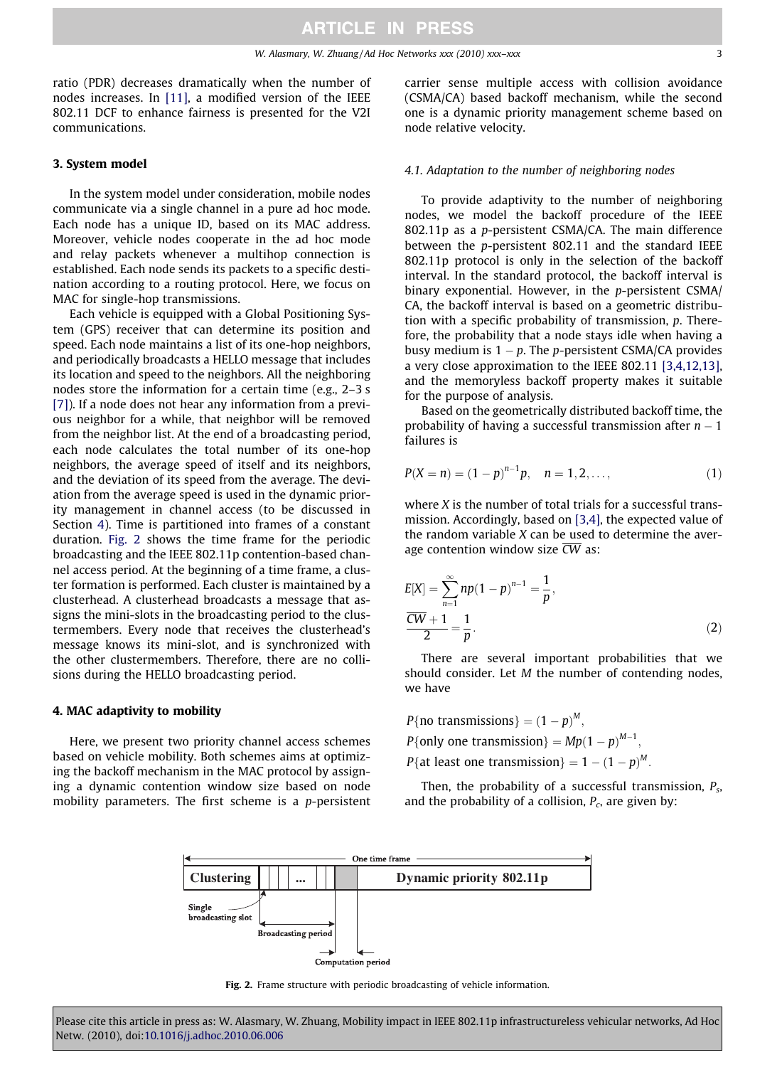ratio (PDR) decreases dramatically when the number of nodes increases. In [11], a modified version of the IEEE 802.11 DCF to enhance fairness is presented for the V2I communications.

## 3. System model

In the system model under consideration, mobile nodes communicate via a single channel in a pure ad hoc mode. Each node has a unique ID, based on its MAC address. Moreover, vehicle nodes cooperate in the ad hoc mode and relay packets whenever a multihop connection is established. Each node sends its packets to a specific destination according to a routing protocol. Here, we focus on MAC for single-hop transmissions.

Each vehicle is equipped with a Global Positioning System (GPS) receiver that can determine its position and speed. Each node maintains a list of its one-hop neighbors, and periodically broadcasts a HELLO message that includes its location and speed to the neighbors. All the neighboring nodes store the information for a certain time (e.g., 2–3 s [7]). If a node does not hear any information from a previous neighbor for a while, that neighbor will be removed from the neighbor list. At the end of a broadcasting period, each node calculates the total number of its one-hop neighbors, the average speed of itself and its neighbors, and the deviation of its speed from the average. The deviation from the average speed is used in the dynamic priority management in channel access (to be discussed in Section 4). Time is partitioned into frames of a constant duration. Fig. 2 shows the time frame for the periodic broadcasting and the IEEE 802.11p contention-based channel access period. At the beginning of a time frame, a cluster formation is performed. Each cluster is maintained by a clusterhead. A clusterhead broadcasts a message that assigns the mini-slots in the broadcasting period to the clustermembers. Every node that receives the clusterhead's message knows its mini-slot, and is synchronized with the other clustermembers. Therefore, there are no collisions during the HELLO broadcasting period.

## 4. MAC adaptivity to mobility

Here, we present two priority channel access schemes based on vehicle mobility. Both schemes aims at optimizing the backoff mechanism in the MAC protocol by assigning a dynamic contention window size based on node mobility parameters. The first scheme is a $p$-persistent carrier sense multiple access with collision avoidance (CSMA/CA) based backoff mechanism, while the second one is a dynamic priority management scheme based on node relative velocity.

### 4.1. Adaptation to the number of neighboring nodes

To provide adaptivity to the number of neighboring nodes, we model the backoff procedure of the IEEE 802.11p as a $p$-persistent CSMA/CA. The main difference between the $p$-persistent 802.11 and the standard IEEE 802.11p protocol is only in the selection of the backoff interval. In the standard protocol, the backoff interval is binary exponential. However, in the $p$-persistent CSMA/CA, the backoff interval is based on a geometric distribution with a specific probability of transmission, $p$. Therefore, the probability that a node stays idle when having a busy medium is $1-p$. The $p$-persistent CSMA/CA provides a very close approximation to the IEEE 802.11 [3,4,12,13], and the memoryless backoff property makes it suitable for the purpose of analysis.

Based on the geometrically distributed backoff time, the probability of having a successful transmission after $n-1$ failures is

$$P(X=n) = (1-p)^{n-1}p, \quad n = 1,2,\ldots, \tag{1}$$

where $X$ is the number of total trials for a successful transmission. Accordingly, based on [3,4], the expected value of the random variable $X$ can be used to determine the average contention window size $\overline{CW}$ as:

$$E[X] = \sum_{n=1}^{\infty} np(1-p)^{n-1} = \frac{1}{p},$$
$$\frac{\overline{CW}+1}{2} = \frac{1}{p}. \tag{2}$$

There are several important probabilities that we should consider. Let $M$ the number of contending nodes, we have

$$P\{\text{no transmissions}\} = (1-p)^M,$$
$$P\{\text{only one transmission}\} = Mp(1-p)^{M-1},$$
$$P\{\text{at least one transmission}\} = 1-(1-p)^M.$$

Then, the probability of a successful transmission, $P_s$, and the probability of a collision, $P_c$, are given by:

Fig. 2. Frame structure with periodic broadcasting of vehicle information.

Please cite this article in press as: W. Alasmary, W. Zhuang, Mobility impact in IEEE 802.11p infrastructureless vehicular networks, Ad Hoc Netw. (2010), doi:10.1016/j.adhoc.2010.06.006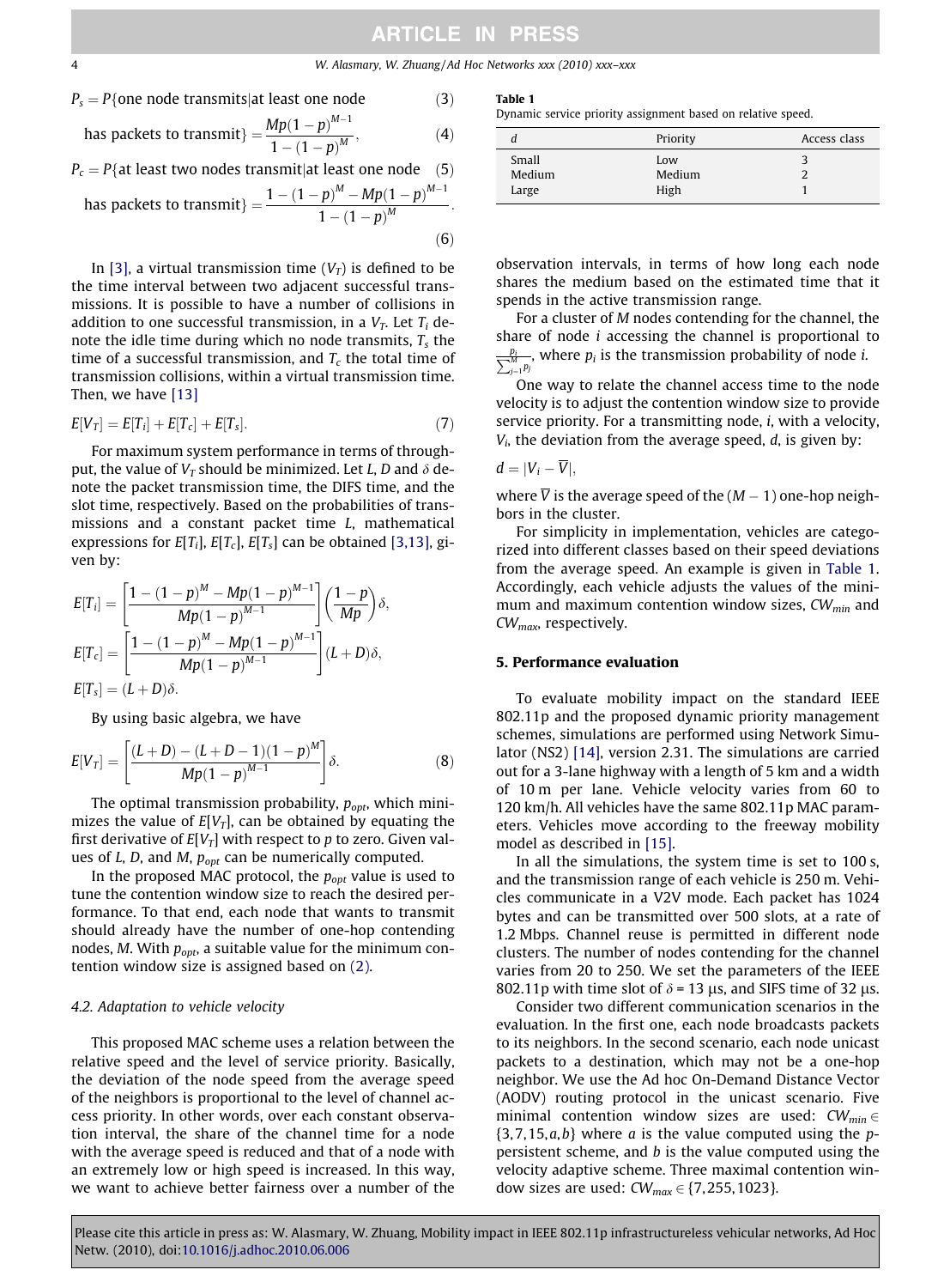$$P_s = P\{\text{one node transmits}|\text{at least one node} \tag{3}$$

$$\text{has packets to transmit}\} = \frac{Mp(1-p)^{M-1}}{1-(1-p)^M}, \tag{4}$$

$$P_c = P\{\text{at least two nodes transmit}|\text{at least one node} \tag{5}$$

$$\text{has packets to transmit}\} = \frac{1-(1-p)^M - Mp(1-p)^{M-1}}{1-(1-p)^M}. \tag{6}$$

In [3], a virtual transmission time ($V_T$) is defined to be the time interval between two adjacent successful transmissions. It is possible to have a number of collisions in addition to one successful transmission, in a $V_T$. Let $T_i$ denote the idle time during which no node transmits, $T_s$ the time of a successful transmission, and $T_c$ the total time of transmission collisions, within a virtual transmission time. Then, we have [13]

$$E[V_T] = E[T_i] + E[T_c] + E[T_s]. \tag{7}$$

For maximum system performance in terms of throughput, the value of $V_T$ should be minimized. Let $L$, $D$ and $\delta$ denote the packet transmission time, the DIFS time, and the slot time, respectively. Based on the probabilities of transmissions and a constant packet time $L$, mathematical expressions for $E[T_i]$, $E[T_c]$, $E[T_s]$ can be obtained [3,13], given by:

$$E[T_i] = \left[\frac{1-(1-p)^M - Mp(1-p)^{M-1}}{Mp(1-p)^{M-1}}\right]\left(\frac{1-p}{Mp}\right)\delta,$$

$$E[T_c] = \left[\frac{1-(1-p)^M - Mp(1-p)^{M-1}}{Mp(1-p)^{M-1}}\right](L+D)\delta,$$

$$E[T_s] = (L+D)\delta.$$

By using basic algebra, we have

$$E[V_T] = \left[\frac{(L+D)-(L+D-1)(1-p)^M}{Mp(1-p)^{M-1}}\right]\delta. \tag{8}$$

The optimal transmission probability, $p_{opt}$, which minimizes the value of $E[V_T]$, can be obtained by equating the first derivative of $E[V_T]$ with respect to $p$ to zero. Given values of $L$, $D$, and $M$, $p_{opt}$ can be numerically computed.

In the proposed MAC protocol, the $p_{opt}$ value is used to tune the contention window size to reach the desired performance. To that end, each node that wants to transmit should already have the number of one-hop contending nodes, $M$. With $p_{opt}$, a suitable value for the minimum contention window size is assigned based on (2).

### 4.2. Adaptation to vehicle velocity

This proposed MAC scheme uses a relation between the relative speed and the level of service priority. Basically, the deviation of the node speed from the average speed of the neighbors is proportional to the level of channel access priority. In other words, over each constant observation interval, the share of the channel time for a node with the average speed is reduced and that of a node with an extremely low or high speed is increased. In this way, we want to achieve better fairness over a number of the observation intervals, in terms of how long each node shares the medium based on the estimated time that it spends in the active transmission range.

For a cluster of $M$ nodes contending for the channel, the share of node $i$ accessing the channel is proportional to $\frac{p_i}{\sum_{j=1}^{M} p_j}$, where $p_i$ is the transmission probability of node $i$.

One way to relate the channel access time to the node velocity is to adjust the contention window size to provide service priority. For a transmitting node, $i$, with a velocity, $V_i$, the deviation from the average speed, $d$, is given by:

$$d = |V_i - \overline{V}|,$$

where $\overline{V}$ is the average speed of the $(M-1)$ one-hop neighbors in the cluster.

For simplicity in implementation, vehicles are categorized into different classes based on their speed deviations from the average speed. An example is given in Table 1. Accordingly, each vehicle adjusts the values of the minimum and maximum contention window sizes, $CW_{min}$ and $CW_{max}$, respectively.

**Table 1**
Dynamic service priority assignment based on relative speed.

| $d$ | Priority | Access class |
|---|---|---|
| Small | Low | 3 |
| Medium | Medium | 2 |
| Large | High | 1 |

## 5. Performance evaluation

To evaluate mobility impact on the standard IEEE 802.11p and the proposed dynamic priority management schemes, simulations are performed using Network Simulator (NS2) [14], version 2.31. The simulations are carried out for a 3-lane highway with a length of 5 km and a width of 10 m per lane. Vehicle velocity varies from 60 to 120 km/h. All vehicles have the same 802.11p MAC parameters. Vehicles move according to the freeway mobility model as described in [15].

In all the simulations, the system time is set to 100 s, and the transmission range of each vehicle is 250 m. Vehicles communicate in a V2V mode. Each packet has 1024 bytes and can be transmitted over 500 slots, at a rate of 1.2 Mbps. Channel reuse is permitted in different node clusters. The number of nodes contending for the channel varies from 20 to 250. We set the parameters of the IEEE 802.11p with time slot of $\delta$ = 13 µs, and SIFS time of 32 µs.

Consider two different communication scenarios in the evaluation. In the first one, each node broadcasts packets to its neighbors. In the second scenario, each node unicast packets to a destination, which may not be a one-hop neighbor. We use the Ad hoc On-Demand Distance Vector (AODV) routing protocol in the unicast scenario. Five minimal contention window sizes are used: $CW_{min} \in \{3, 7, 15, a, b\}$ where $a$ is the value computed using the $p$-persistent scheme, and $b$ is the value computed using the velocity adaptive scheme. Three maximal contention window sizes are used: $CW_{max} \in \{7, 255, 1023\}$.

Please cite this article in press as: W. Alasmary, W. Zhuang, Mobility impact in IEEE 802.11p infrastructureless vehicular networks, Ad Hoc Netw. (2010), doi:10.1016/j.adhoc.2010.06.006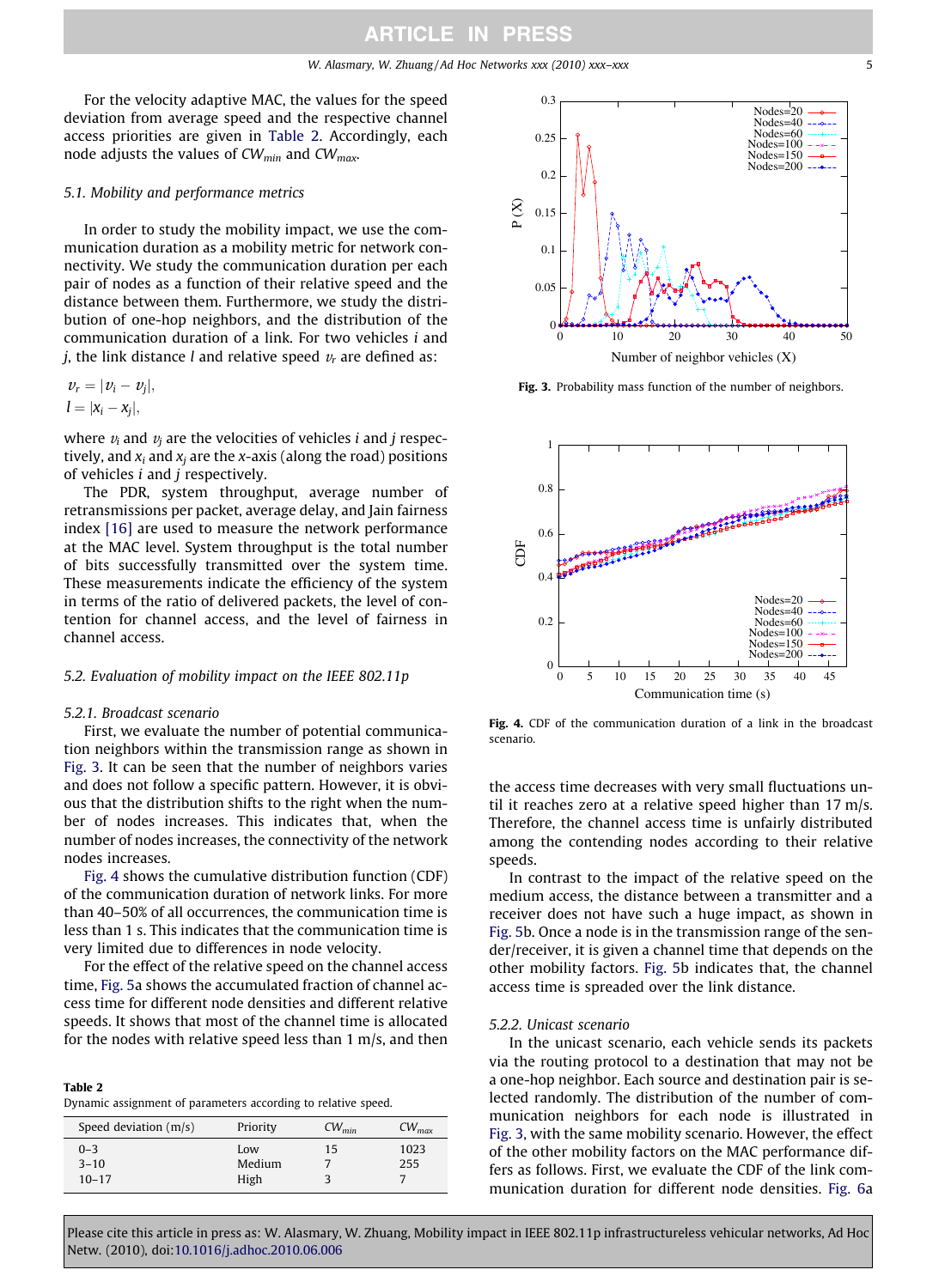For the velocity adaptive MAC, the values for the speed deviation from average speed and the respective channel access priorities are given in Table 2. Accordingly, each node adjusts the values of $CW_{min}$ and $CW_{max}$.

### 5.1. Mobility and performance metrics

In order to study the mobility impact, we use the communication duration as a mobility metric for network connectivity. We study the communication duration per each pair of nodes as a function of their relative speed and the distance between them. Furthermore, we study the distribution of one-hop neighbors, and the distribution of the communication duration of a link. For two vehicles $i$ and $j$, the link distance $l$ and relative speed $v_r$ are defined as:

$$v_r = |v_i - v_j|,$$
$$l = |x_i - x_j|,$$

where $v_i$ and $v_j$ are the velocities of vehicles $i$ and $j$ respectively, and $x_i$ and $x_j$ are the $x$-axis (along the road) positions of vehicles $i$ and $j$ respectively.

The PDR, system throughput, average number of retransmissions per packet, average delay, and Jain fairness index [16] are used to measure the network performance at the MAC level. System throughput is the total number of bits successfully transmitted over the system time. These measurements indicate the efficiency of the system in terms of the ratio of delivered packets, the level of contention for channel access, and the level of fairness in channel access.

### 5.2. Evaluation of mobility impact on the IEEE 802.11p

#### 5.2.1. Broadcast scenario

First, we evaluate the number of potential communication neighbors within the transmission range as shown in Fig. 3. It can be seen that the number of neighbors varies and does not follow a specific pattern. However, it is obvious that the distribution shifts to the right when the number of nodes increases. This indicates that, when the number of nodes increases, the connectivity of the network nodes increases.

Fig. 4 shows the cumulative distribution function (CDF) of the communication duration of network links. For more than 40–50% of all occurrences, the communication time is less than 1 s. This indicates that the communication time is very limited due to differences in node velocity.

For the effect of the relative speed on the channel access time, Fig. 5a shows the accumulated fraction of channel access time for different node densities and different relative speeds. It shows that most of the channel time is allocated for the nodes with relative speed less than 1 m/s, and then the access time decreases with very small fluctuations until it reaches zero at a relative speed higher than 17 m/s. Therefore, the channel access time is unfairly distributed among the contending nodes according to their relative speeds.

**Table 2**
Dynamic assignment of parameters according to relative speed.

| Speed deviation (m/s) | Priority | $CW_{min}$ | $CW_{max}$ |
|---|---|---|---|
| 0–3 | Low | 15 | 1023 |
| 3–10 | Medium | 7 | 255 |
| 10–17 | High | 3 | 7 |

**Fig. 3.** Probability mass function of the number of neighbors.

**Fig. 4.** CDF of the communication duration of a link in the broadcast scenario.

In contrast to the impact of the relative speed on the medium access, the distance between a transmitter and a receiver does not have such a huge impact, as shown in Fig. 5b. Once a node is in the transmission range of the sender/receiver, it is given a channel time that depends on the other mobility factors. Fig. 5b indicates that, the channel access time is spreaded over the link distance.

#### 5.2.2. Unicast scenario

In the unicast scenario, each vehicle sends its packets via the routing protocol to a destination that may not be a one-hop neighbor. Each source and destination pair is selected randomly. The distribution of the number of communication neighbors for each node is illustrated in Fig. 3, with the same mobility scenario. However, the effect of the other mobility factors on the MAC performance differs as follows. First, we evaluate the CDF of the link communication duration for different node densities. Fig. 6a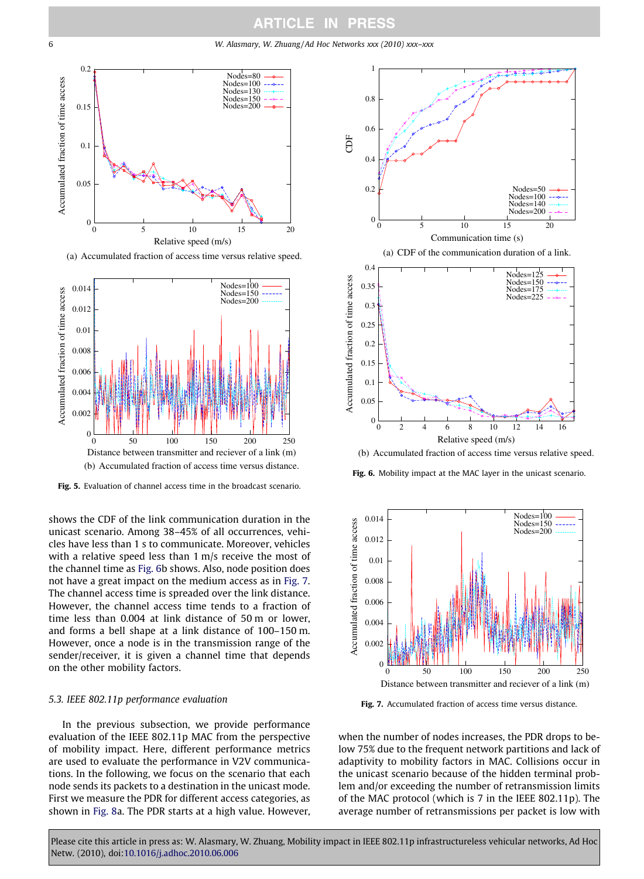(a) Accumulated fraction of access time versus relative speed.

(b) Accumulated fraction of access time versus distance.

**Fig. 5.** Evaluation of channel access time in the broadcast scenario.

(a) CDF of the communication duration of a link.

(b) Accumulated fraction of access time versus relative speed.

**Fig. 6.** Mobility impact at the MAC layer in the unicast scenario.

**Fig. 7.** Accumulated fraction of access time versus distance.

shows the CDF of the link communication duration in the unicast scenario. Among 38–45% of all occurrences, vehicles have less than 1 s to communicate. Moreover, vehicles with a relative speed less than 1 m/s receive the most of the channel time as Fig. 6b shows. Also, node position does not have a great impact on the medium access as in Fig. 7. The channel access time is spreaded over the link distance. However, the channel access time tends to a fraction of time less than 0.004 at link distance of 50 m or lower, and forms a bell shape at a link distance of 100–150 m. However, once a node is in the transmission range of the sender/receiver, it is given a channel time that depends on the other mobility factors.

### 5.3. IEEE 802.11p performance evaluation

In the previous subsection, we provide performance evaluation of the IEEE 802.11p MAC from the perspective of mobility impact. Here, different performance metrics are used to evaluate the performance in V2V communications. In the following, we focus on the scenario that each node sends its packets to a destination in the unicast mode. First we measure the PDR for different access categories, as shown in Fig. 8a. The PDR starts at a high value. However, when the number of nodes increases, the PDR drops to below 75% due to the frequent network partitions and lack of adaptivity to mobility factors in MAC. Collisions occur in the unicast scenario because of the hidden terminal problem and/or exceeding the number of retransmission limits of the MAC protocol (which is 7 in the IEEE 802.11p). The average number of retransmissions per packet is low with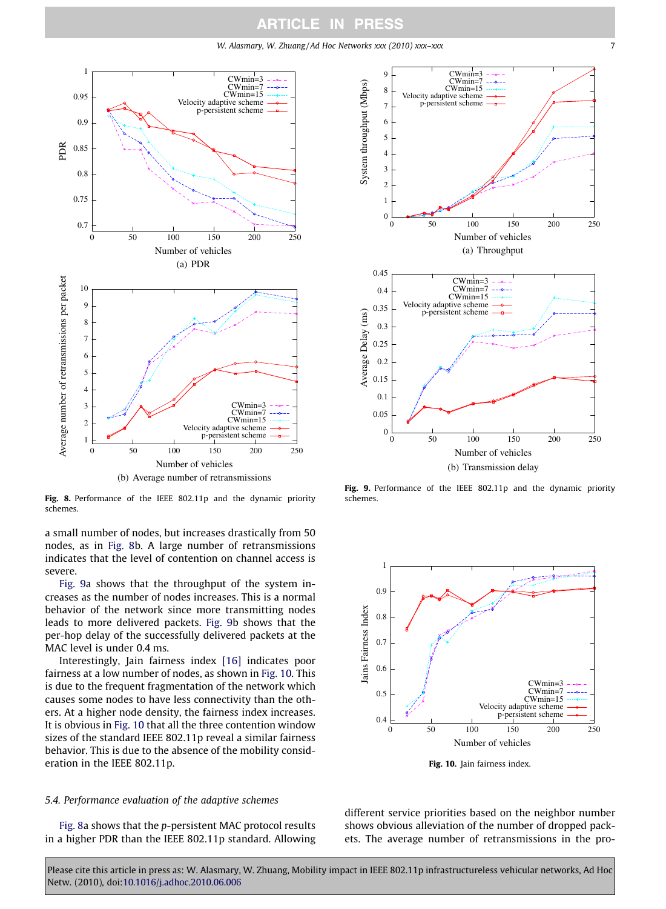Fig. 8. Performance of the IEEE 802.11p and the dynamic priority schemes.

Fig. 9. Performance of the IEEE 802.11p and the dynamic priority schemes.

a small number of nodes, but increases drastically from 50 nodes, as in Fig. 8b. A large number of retransmissions indicates that the level of contention on channel access is severe.

Fig. 9a shows that the throughput of the system increases as the number of nodes increases. This is a normal behavior of the network since more transmitting nodes leads to more delivered packets. Fig. 9b shows that the per-hop delay of the successfully delivered packets at the MAC level is under 0.4 ms.

Interestingly, Jain fairness index [16] indicates poor fairness at a low number of nodes, as shown in Fig. 10. This is due to the frequent fragmentation of the network which causes some nodes to have less connectivity than the others. At a higher node density, the fairness index increases. It is obvious in Fig. 10 that all the three contention window sizes of the standard IEEE 802.11p reveal a similar fairness behavior. This is due to the absence of the mobility consideration in the IEEE 802.11p.

Fig. 10. Jain fairness index.

### 5.4. Performance evaluation of the adaptive schemes

Fig. 8a shows that the *p*-persistent MAC protocol results in a higher PDR than the IEEE 802.11p standard. Allowing different service priorities based on the neighbor number shows obvious alleviation of the number of dropped packets. The average number of retransmissions in the pro-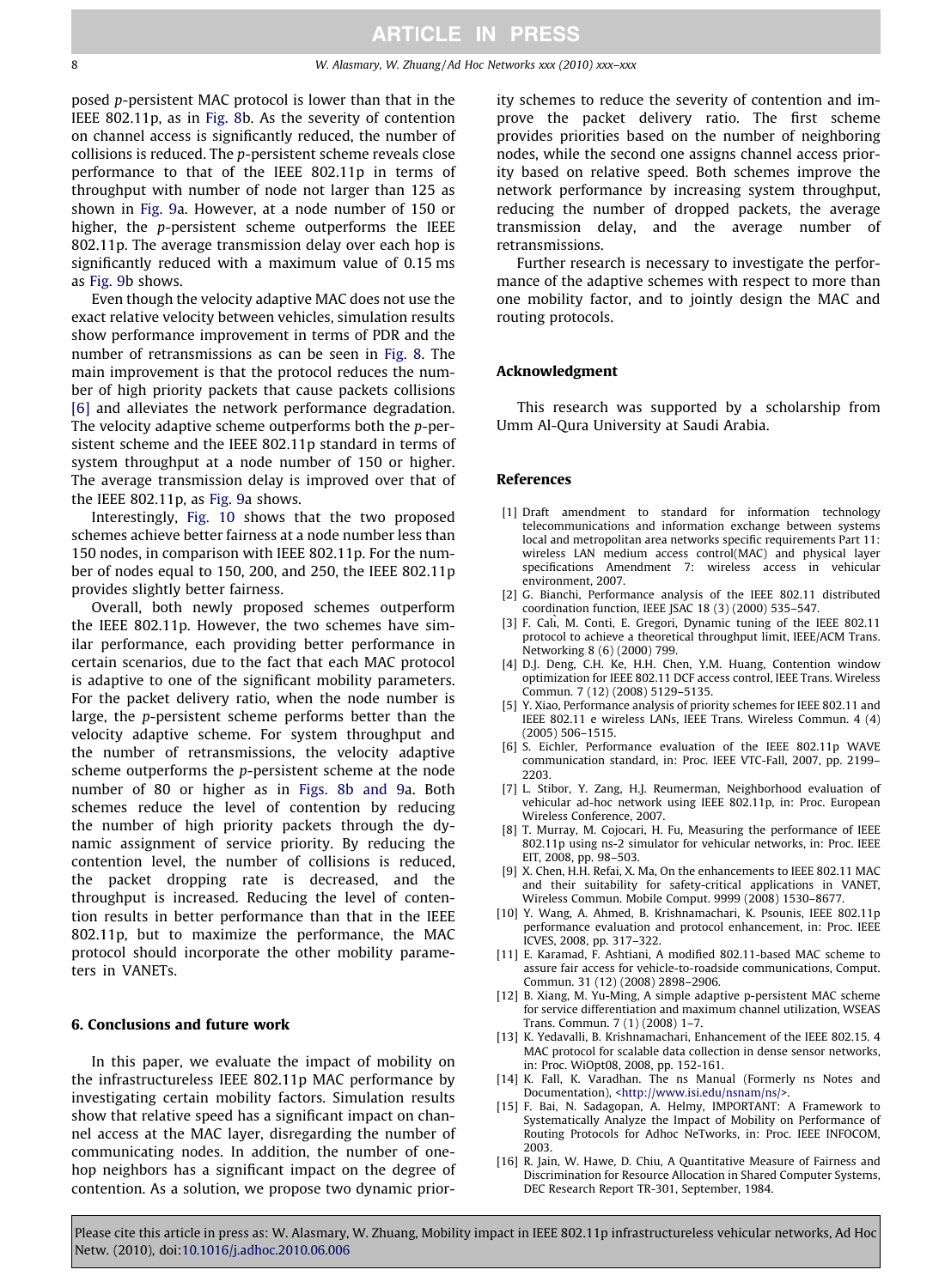posed *p*-persistent MAC protocol is lower than that in the IEEE 802.11p, as in Fig. 8b. As the severity of contention on channel access is significantly reduced, the number of collisions is reduced. The *p*-persistent scheme reveals close performance to that of the IEEE 802.11p in terms of throughput with number of node not larger than 125 as shown in Fig. 9a. However, at a node number of 150 or higher, the *p*-persistent scheme outperforms the IEEE 802.11p. The average transmission delay over each hop is significantly reduced with a maximum value of 0.15 ms as Fig. 9b shows.

Even though the velocity adaptive MAC does not use the exact relative velocity between vehicles, simulation results show performance improvement in terms of PDR and the number of retransmissions as can be seen in Fig. 8. The main improvement is that the protocol reduces the number of high priority packets that cause packets collisions [6] and alleviates the network performance degradation. The velocity adaptive scheme outperforms both the *p*-persistent scheme and the IEEE 802.11p standard in terms of system throughput at a node number of 150 or higher. The average transmission delay is improved over that of the IEEE 802.11p, as Fig. 9a shows.

Interestingly, Fig. 10 shows that the two proposed schemes achieve better fairness at a node number less than 150 nodes, in comparison with IEEE 802.11p. For the number of nodes equal to 150, 200, and 250, the IEEE 802.11p provides slightly better fairness.

Overall, both newly proposed schemes outperform the IEEE 802.11p. However, the two schemes have similar performance, each providing better performance in certain scenarios, due to the fact that each MAC protocol is adaptive to one of the significant mobility parameters. For the packet delivery ratio, when the node number is large, the *p*-persistent scheme performs better than the velocity adaptive scheme. For system throughput and the number of retransmissions, the velocity adaptive scheme outperforms the *p*-persistent scheme at the node number of 80 or higher as in Figs. 8b and 9a. Both schemes reduce the level of contention by reducing the number of high priority packets through the dynamic assignment of service priority. By reducing the contention level, the number of collisions is reduced, the packet dropping rate is decreased, and the throughput is increased. Reducing the level of contention results in better performance than that in the IEEE 802.11p, but to maximize the performance, the MAC protocol should incorporate the other mobility parameters in VANETs.

## 6. Conclusions and future work

In this paper, we evaluate the impact of mobility on the infrastructureless IEEE 802.11p MAC performance by investigating certain mobility factors. Simulation results show that relative speed has a significant impact on channel access at the MAC layer, disregarding the number of communicating nodes. In addition, the number of one-hop neighbors has a significant impact on the degree of contention. As a solution, we propose two dynamic priority schemes to reduce the severity of contention and improve the packet delivery ratio. The first scheme provides priorities based on the number of neighboring nodes, while the second one assigns channel access priority based on relative speed. Both schemes improve the network performance by increasing system throughput, reducing the number of dropped packets, the average transmission delay, and the average number of retransmissions.

Further research is necessary to investigate the performance of the adaptive schemes with respect to more than one mobility factor, and to jointly design the MAC and routing protocols.

## Acknowledgment

This research was supported by a scholarship from Umm Al-Qura University at Saudi Arabia.

## References

[1] Draft amendment to standard for information technology telecommunications and information exchange between systems local and metropolitan area networks specific requirements Part 11: wireless LAN medium access control(MAC) and physical layer specifications Amendment 7: wireless access in vehicular environment, 2007.

[2] G. Bianchi, Performance analysis of the IEEE 802.11 distributed coordination function, IEEE JSAC 18 (3) (2000) 535–547.

[3] F. Calì, M. Conti, E. Gregori, Dynamic tuning of the IEEE 802.11 protocol to achieve a theoretical throughput limit, IEEE/ACM Trans. Networking 8 (6) (2000) 799.

[4] D.J. Deng, C.H. Ke, H.H. Chen, Y.M. Huang, Contention window optimization for IEEE 802.11 DCF access control, IEEE Trans. Wireless Commun. 7 (12) (2008) 5129–5135.

[5] Y. Xiao, Performance analysis of priority schemes for IEEE 802.11 and IEEE 802.11 e wireless LANs, IEEE Trans. Wireless Commun. 4 (4) (2005) 506–1515.

[6] S. Eichler, Performance evaluation of the IEEE 802.11p WAVE communication standard, in: Proc. IEEE VTC-Fall, 2007, pp. 2199–2203.

[7] L. Stibor, Y. Zang, H.J. Reumerman, Neighborhood evaluation of vehicular ad-hoc network using IEEE 802.11p, in: Proc. European Wireless Conference, 2007.

[8] T. Murray, M. Cojocari, H. Fu, Measuring the performance of IEEE 802.11p using ns-2 simulator for vehicular networks, in: Proc. IEEE EIT, 2008, pp. 98–503.

[9] X. Chen, H.H. Refai, X. Ma, On the enhancements to IEEE 802.11 MAC and their suitability for safety-critical applications in VANET, Wireless Commun. Mobile Comput. 9999 (2008) 1530–8677.

[10] Y. Wang, A. Ahmed, B. Krishnamachari, K. Psounis, IEEE 802.11p performance evaluation and protocol enhancement, in: Proc. IEEE ICVES, 2008, pp. 317–322.

[11] E. Karamad, F. Ashtiani, A modified 802.11-based MAC scheme to assure fair access for vehicle-to-roadside communications, Comput. Commun. 31 (12) (2008) 2898–2906.

[12] B. Xiang, M. Yu-Ming, A simple adaptive p-persistent MAC scheme for service differentiation and maximum channel utilization, WSEAS Trans. Commun. 7 (1) (2008) 1–7.

[13] K. Yedavalli, B. Krishnamachari, Enhancement of the IEEE 802.15. 4 MAC protocol for scalable data collection in dense sensor networks, in: Proc. WiOpt08, 2008, pp. 152-161.

[14] K. Fall, K. Varadhan. The ns Manual (Formerly ns Notes and Documentation), <http://www.isi.edu/nsnam/ns/>.

[15] F. Bai, N. Sadagopan, A. Helmy, IMPORTANT: A Framework to Systematically Analyze the Impact of Mobility on Performance of Routing Protocols for Adhoc NeTworks, in: Proc. IEEE INFOCOM, 2003.

[16] R. Jain, W. Hawe, D. Chiu, A Quantitative Measure of Fairness and Discrimination for Resource Allocation in Shared Computer Systems, DEC Research Report TR-301, September, 1984.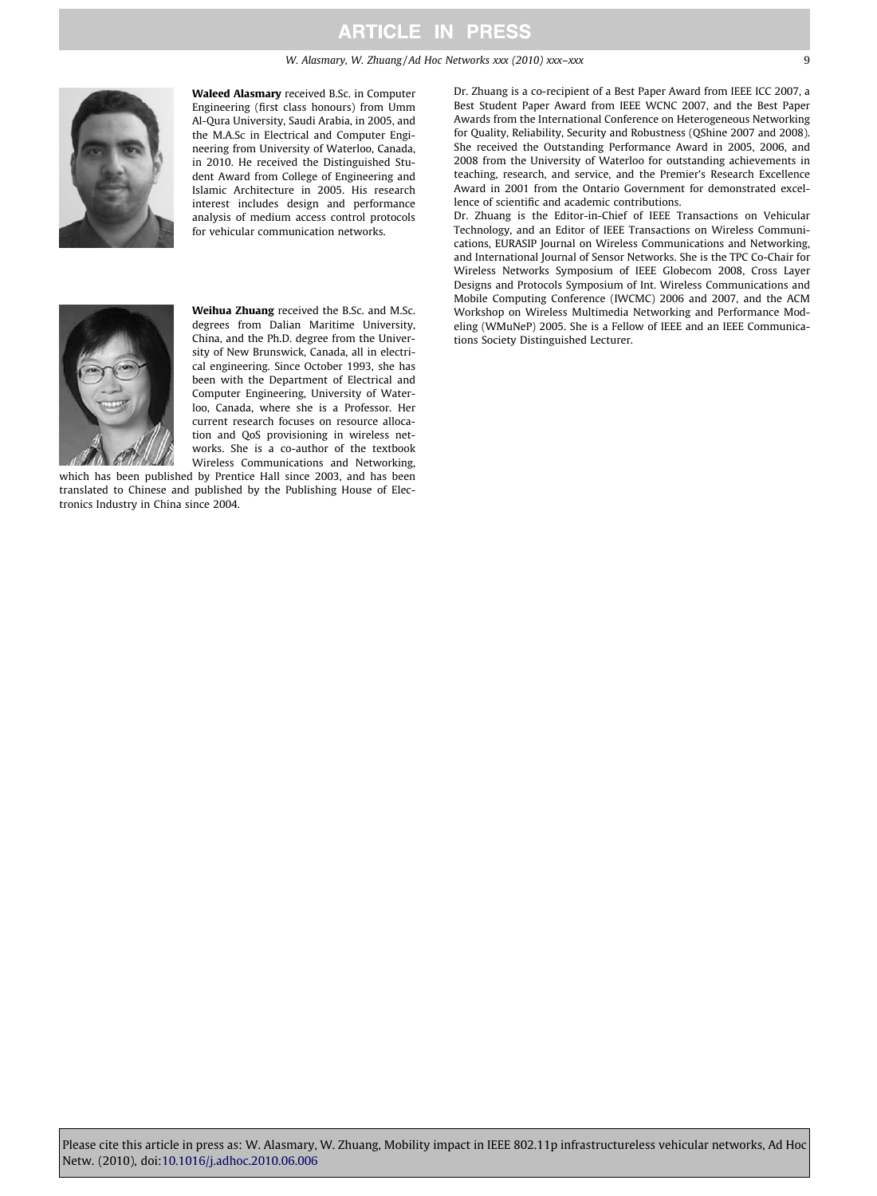**Waleed Alasmary** received B.Sc. in Computer Engineering (first class honours) from Umm Al-Qura University, Saudi Arabia, in 2005, and the M.A.Sc in Electrical and Computer Engineering from University of Waterloo, Canada, in 2010. He received the Distinguished Student Award from College of Engineering and Islamic Architecture in 2005. His research interest includes design and performance analysis of medium access control protocols for vehicular communication networks.

**Weihua Zhuang** received the B.Sc. and M.Sc. degrees from Dalian Maritime University, China, and the Ph.D. degree from the University of New Brunswick, Canada, all in electrical engineering. Since October 1993, she has been with the Department of Electrical and Computer Engineering, University of Waterloo, Canada, where she is a Professor. Her current research focuses on resource allocation and QoS provisioning in wireless networks. She is a co-author of the textbook Wireless Communications and Networking, which has been published by Prentice Hall since 2003, and has been translated to Chinese and published by the Publishing House of Electronics Industry in China since 2004.

Dr. Zhuang is a co-recipient of a Best Paper Award from IEEE ICC 2007, a Best Student Paper Award from IEEE WCNC 2007, and the Best Paper Awards from the International Conference on Heterogeneous Networking for Quality, Reliability, Security and Robustness (QShine 2007 and 2008). She received the Outstanding Performance Award in 2005, 2006, and 2008 from the University of Waterloo for outstanding achievements in teaching, research, and service, and the Premier's Research Excellence Award in 2001 from the Ontario Government for demonstrated excellence of scientific and academic contributions.

Dr. Zhuang is the Editor-in-Chief of IEEE Transactions on Vehicular Technology, and an Editor of IEEE Transactions on Wireless Communications, EURASIP Journal on Wireless Communications and Networking, and International Journal of Sensor Networks. She is the TPC Co-Chair for Wireless Networks Symposium of IEEE Globecom 2008, Cross Layer Designs and Protocols Symposium of Int. Wireless Communications and Mobile Computing Conference (IWCMC) 2006 and 2007, and the ACM Workshop on Wireless Multimedia Networking and Performance Modeling (WMuNeP) 2005. She is a Fellow of IEEE and an IEEE Communications Society Distinguished Lecturer.